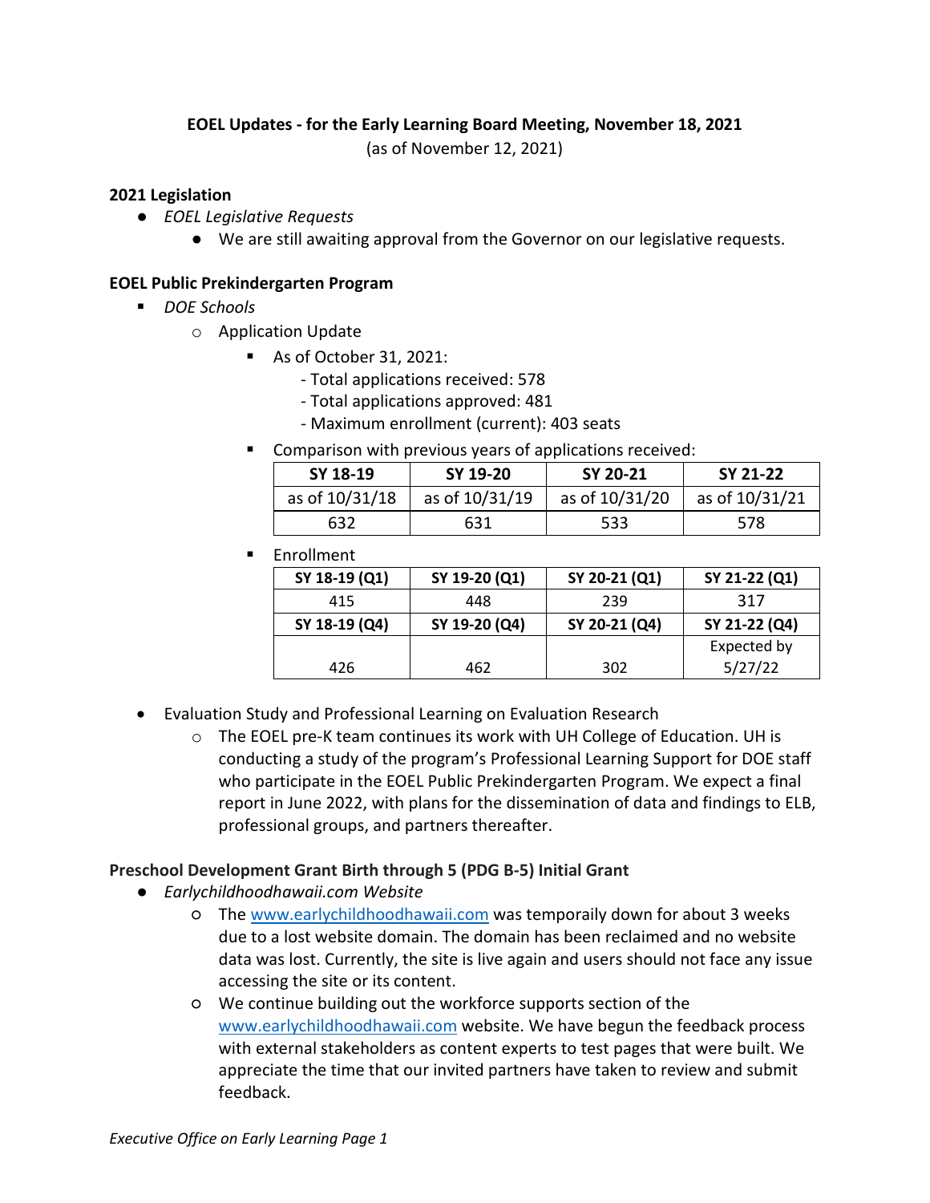**EOEL Updates - for the Early Learning Board Meeting, November 18, 2021**
(as of November 12, 2021)

**2021 Legislation**

- *EOEL Legislative Requests*
  - We are still awaiting approval from the Governor on our legislative requests.

**EOEL Public Prekindergarten Program**

- *DOE Schools*
  - Application Update
    - As of October 31, 2021:
      - Total applications received: 578
      - Total applications approved: 481
      - Maximum enrollment (current): 403 seats
    - Comparison with previous years of applications received:

| SY 18-19 | SY 19-20 | SY 20-21 | SY 21-22 |
|---|---|---|---|
| as of 10/31/18 | as of 10/31/19 | as of 10/31/20 | as of 10/31/21 |
| 632 | 631 | 533 | 578 |

    - Enrollment

| SY 18-19 (Q1) | SY 19-20 (Q1) | SY 20-21 (Q1) | SY 21-22 (Q1) |
|---|---|---|---|
| 415 | 448 | 239 | 317 |
| **SY 18-19 (Q4)** | **SY 19-20 (Q4)** | **SY 20-21 (Q4)** | **SY 21-22 (Q4)** |
| 426 | 462 | 302 | Expected by 5/27/22 |

- Evaluation Study and Professional Learning on Evaluation Research
  - The EOEL pre-K team continues its work with UH College of Education. UH is conducting a study of the program's Professional Learning Support for DOE staff who participate in the EOEL Public Prekindergarten Program. We expect a final report in June 2022, with plans for the dissemination of data and findings to ELB, professional groups, and partners thereafter.

**Preschool Development Grant Birth through 5 (PDG B-5) Initial Grant**

- *Earlychildhoodhawaii.com Website*
  - The www.earlychildhoodhawaii.com was temporaily down for about 3 weeks due to a lost website domain. The domain has been reclaimed and no website data was lost. Currently, the site is live again and users should not face any issue accessing the site or its content.
  - We continue building out the workforce supports section of the www.earlychildhoodhawaii.com website. We have begun the feedback process with external stakeholders as content experts to test pages that were built. We appreciate the time that our invited partners have taken to review and submit feedback.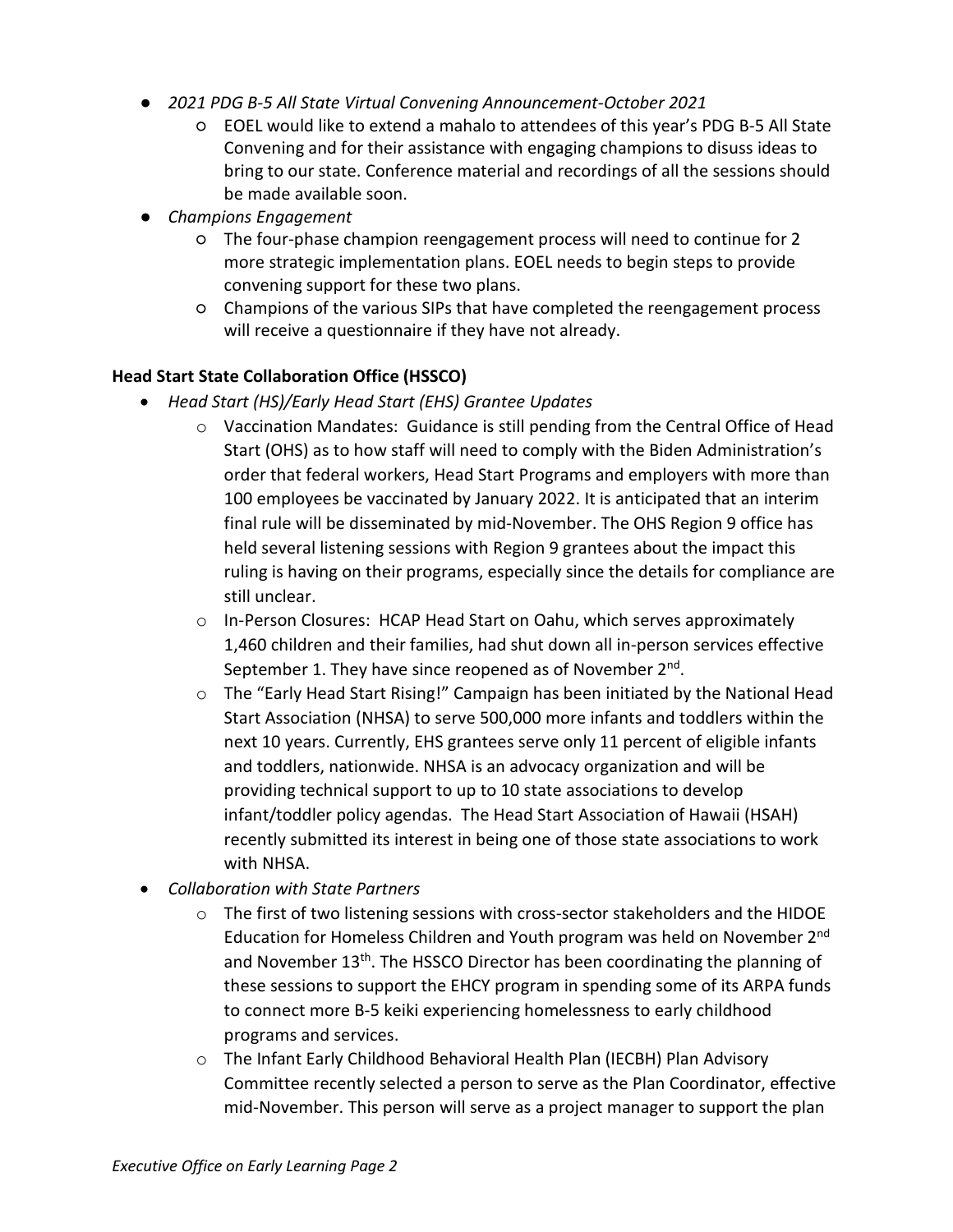- *2021 PDG B-5 All State Virtual Convening Announcement-October 2021*
    - EOEL would like to extend a mahalo to attendees of this year's PDG B-5 All State Convening and for their assistance with engaging champions to disuss ideas to bring to our state. Conference material and recordings of all the sessions should be made available soon.
- *Champions Engagement*
    - The four-phase champion reengagement process will need to continue for 2 more strategic implementation plans. EOEL needs to begin steps to provide convening support for these two plans.
    - Champions of the various SIPs that have completed the reengagement process will receive a questionnaire if they have not already.

**Head Start State Collaboration Office (HSSCO)**

- *Head Start (HS)/Early Head Start (EHS) Grantee Updates*
    - Vaccination Mandates: Guidance is still pending from the Central Office of Head Start (OHS) as to how staff will need to comply with the Biden Administration's order that federal workers, Head Start Programs and employers with more than 100 employees be vaccinated by January 2022. It is anticipated that an interim final rule will be disseminated by mid-November. The OHS Region 9 office has held several listening sessions with Region 9 grantees about the impact this ruling is having on their programs, especially since the details for compliance are still unclear.
    - In-Person Closures: HCAP Head Start on Oahu, which serves approximately 1,460 children and their families, had shut down all in-person services effective September 1. They have since reopened as of November 2nd.
    - The "Early Head Start Rising!" Campaign has been initiated by the National Head Start Association (NHSA) to serve 500,000 more infants and toddlers within the next 10 years. Currently, EHS grantees serve only 11 percent of eligible infants and toddlers, nationwide. NHSA is an advocacy organization and will be providing technical support to up to 10 state associations to develop infant/toddler policy agendas. The Head Start Association of Hawaii (HSAH) recently submitted its interest in being one of those state associations to work with NHSA.
- *Collaboration with State Partners*
    - The first of two listening sessions with cross-sector stakeholders and the HIDOE Education for Homeless Children and Youth program was held on November 2nd and November 13th. The HSSCO Director has been coordinating the planning of these sessions to support the EHCY program in spending some of its ARPA funds to connect more B-5 keiki experiencing homelessness to early childhood programs and services.
    - The Infant Early Childhood Behavioral Health Plan (IECBH) Plan Advisory Committee recently selected a person to serve as the Plan Coordinator, effective mid-November. This person will serve as a project manager to support the plan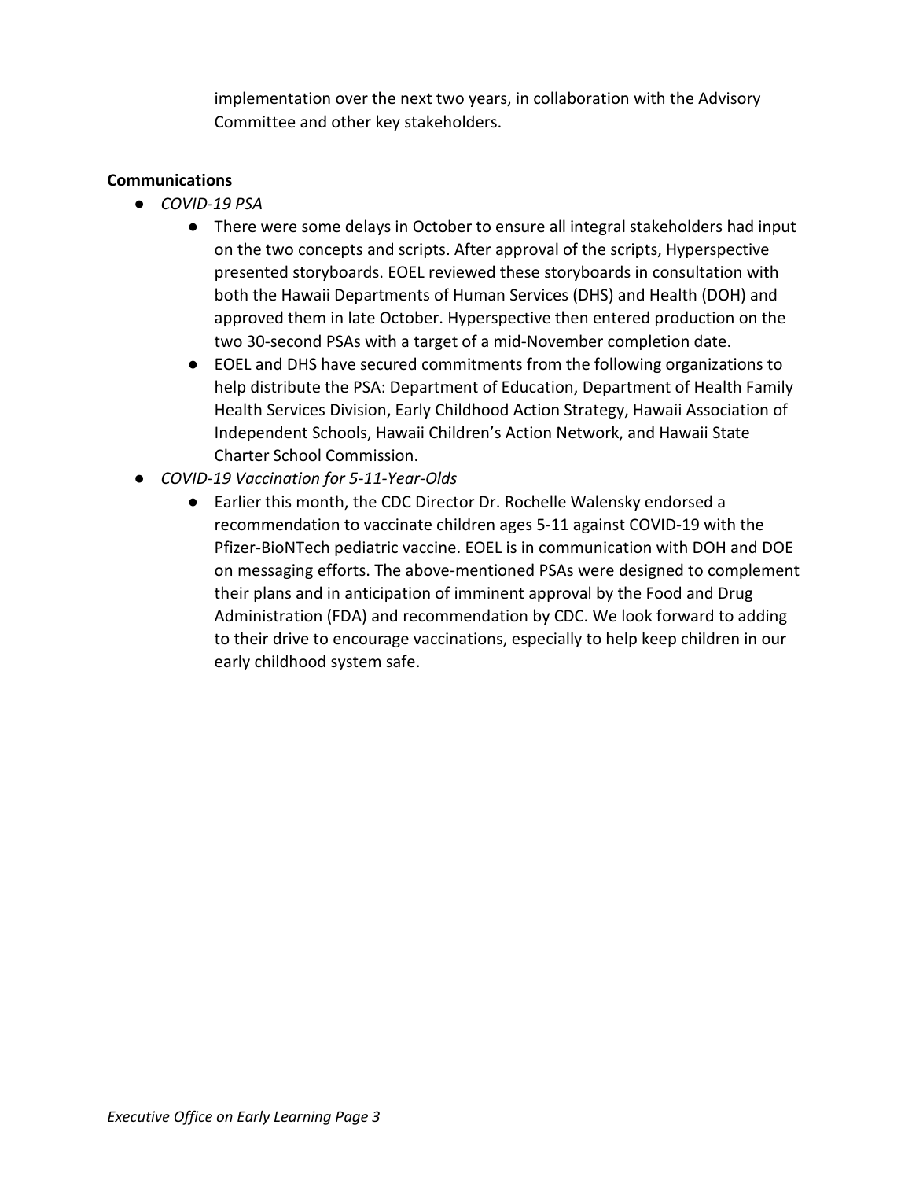implementation over the next two years, in collaboration with the Advisory Committee and other key stakeholders.

**Communications**

- *COVID-19 PSA*
  - There were some delays in October to ensure all integral stakeholders had input on the two concepts and scripts. After approval of the scripts, Hyperspective presented storyboards. EOEL reviewed these storyboards in consultation with both the Hawaii Departments of Human Services (DHS) and Health (DOH) and approved them in late October. Hyperspective then entered production on the two 30-second PSAs with a target of a mid-November completion date.
  - EOEL and DHS have secured commitments from the following organizations to help distribute the PSA: Department of Education, Department of Health Family Health Services Division, Early Childhood Action Strategy, Hawaii Association of Independent Schools, Hawaii Children's Action Network, and Hawaii State Charter School Commission.
- *COVID-19 Vaccination for 5-11-Year-Olds*
  - Earlier this month, the CDC Director Dr. Rochelle Walensky endorsed a recommendation to vaccinate children ages 5-11 against COVID-19 with the Pfizer-BioNTech pediatric vaccine. EOEL is in communication with DOH and DOE on messaging efforts. The above-mentioned PSAs were designed to complement their plans and in anticipation of imminent approval by the Food and Drug Administration (FDA) and recommendation by CDC. We look forward to adding to their drive to encourage vaccinations, especially to help keep children in our early childhood system safe.